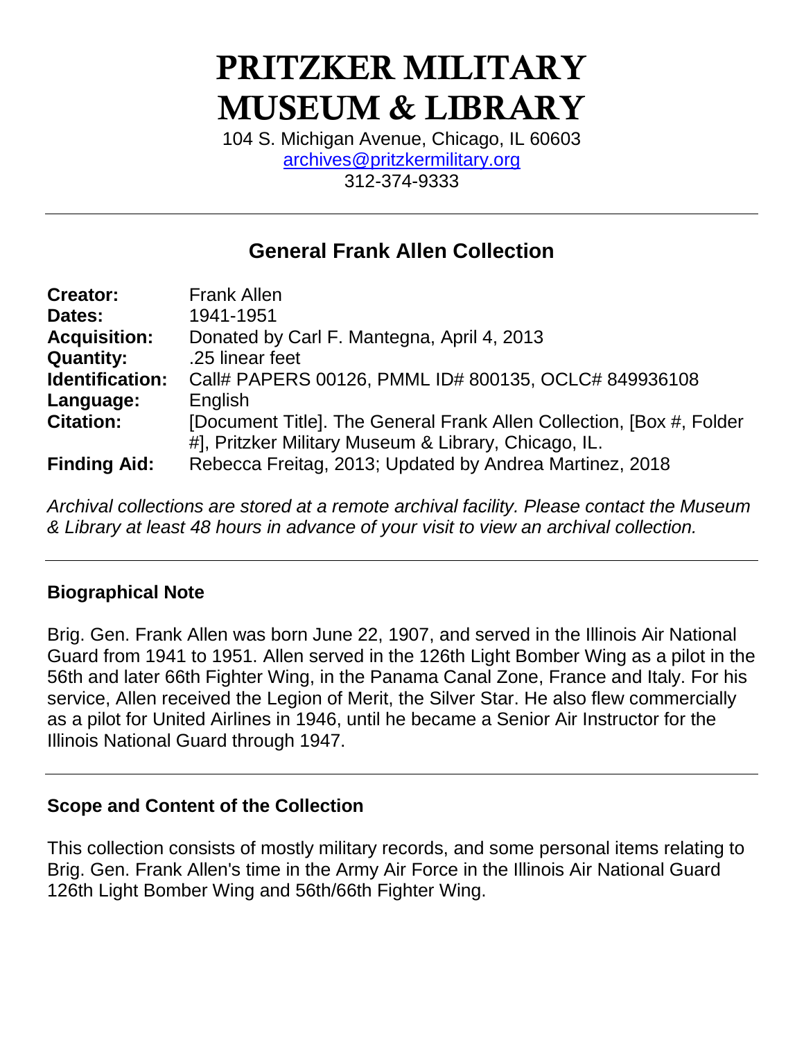# PRITZKER MILITARY MUSEUM & LIBRARY

104 S. Michigan Avenue, Chicago, IL 60603
archives@pritzkermilitary.org
312-374-9333

## General Frank Allen Collection

**Creator:** Frank Allen
**Dates:** 1941-1951
**Acquisition:** Donated by Carl F. Mantegna, April 4, 2013
**Quantity:** .25 linear feet
**Identification:** Call# PAPERS 00126, PMML ID# 800135, OCLC# 849936108
**Language:** English
**Citation:** [Document Title]. The General Frank Allen Collection, [Box #, Folder #], Pritzker Military Museum & Library, Chicago, IL.
**Finding Aid:** Rebecca Freitag, 2013; Updated by Andrea Martinez, 2018

*Archival collections are stored at a remote archival facility. Please contact the Museum & Library at least 48 hours in advance of your visit to view an archival collection.*

### Biographical Note

Brig. Gen. Frank Allen was born June 22, 1907, and served in the Illinois Air National Guard from 1941 to 1951. Allen served in the 126th Light Bomber Wing as a pilot in the 56th and later 66th Fighter Wing, in the Panama Canal Zone, France and Italy. For his service, Allen received the Legion of Merit, the Silver Star. He also flew commercially as a pilot for United Airlines in 1946, until he became a Senior Air Instructor for the Illinois National Guard through 1947.

### Scope and Content of the Collection

This collection consists of mostly military records, and some personal items relating to Brig. Gen. Frank Allen's time in the Army Air Force in the Illinois Air National Guard 126th Light Bomber Wing and 56th/66th Fighter Wing.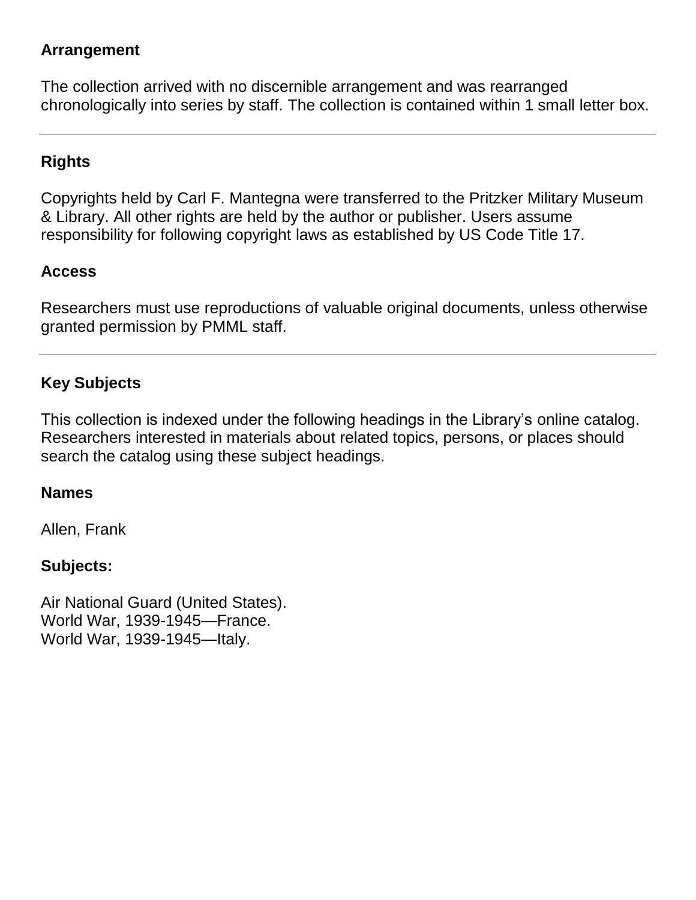## Arrangement

The collection arrived with no discernible arrangement and was rearranged chronologically into series by staff. The collection is contained within 1 small letter box.

---

## Rights

Copyrights held by Carl F. Mantegna were transferred to the Pritzker Military Museum & Library. All other rights are held by the author or publisher. Users assume responsibility for following copyright laws as established by US Code Title 17.

## Access

Researchers must use reproductions of valuable original documents, unless otherwise granted permission by PMML staff.

---

## Key Subjects

This collection is indexed under the following headings in the Library's online catalog. Researchers interested in materials about related topics, persons, or places should search the catalog using these subject headings.

### Names

Allen, Frank

### Subjects:

Air National Guard (United States).
World War, 1939-1945—France.
World War, 1939-1945—Italy.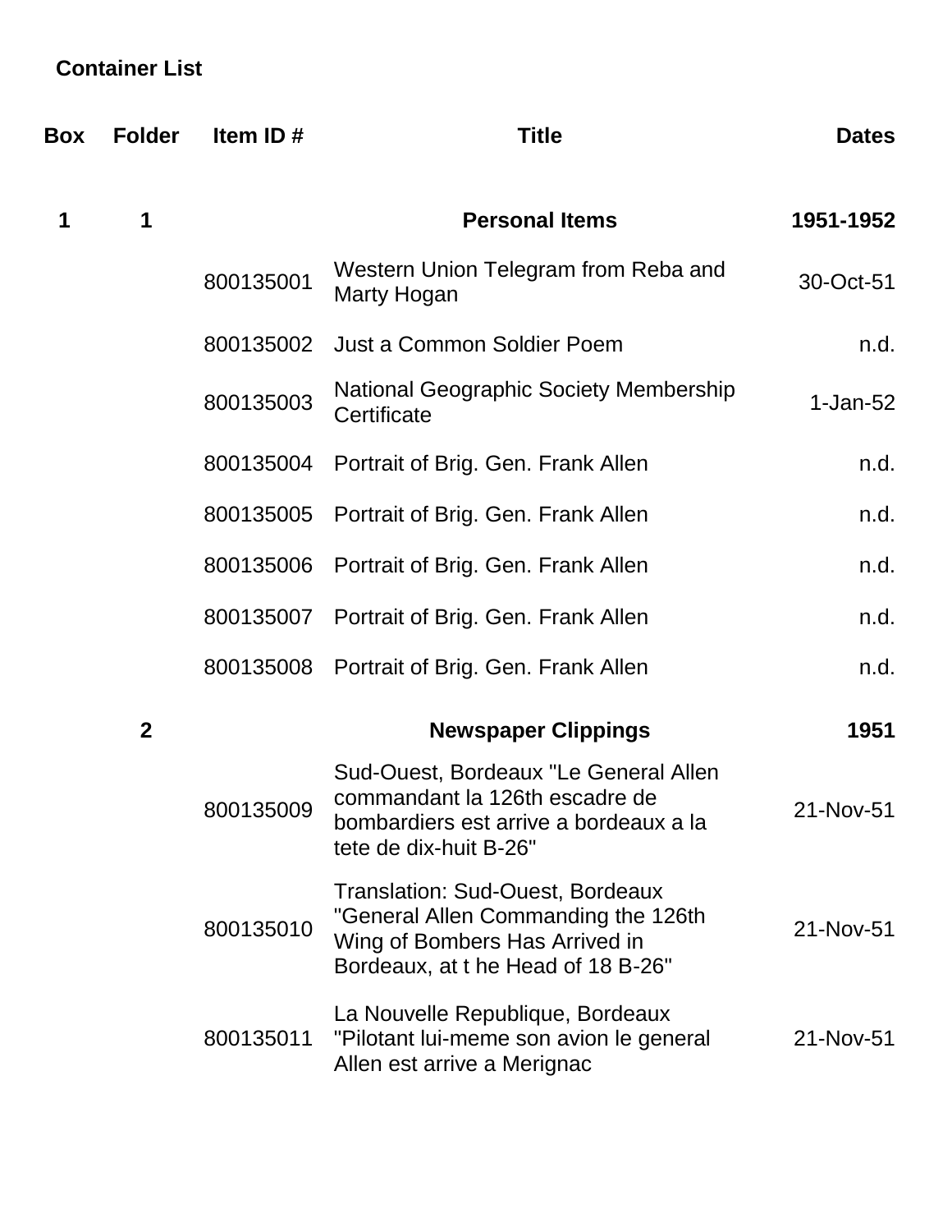**Container List**

| Box | Folder | Item ID # | Title | Dates |
|---|---|---|---|---|
| **1** | **1** | | **Personal Items** | **1951-1952** |
| | | 800135001 | Western Union Telegram from Reba and Marty Hogan | 30-Oct-51 |
| | | 800135002 | Just a Common Soldier Poem | n.d. |
| | | 800135003 | National Geographic Society Membership Certificate | 1-Jan-52 |
| | | 800135004 | Portrait of Brig. Gen. Frank Allen | n.d. |
| | | 800135005 | Portrait of Brig. Gen. Frank Allen | n.d. |
| | | 800135006 | Portrait of Brig. Gen. Frank Allen | n.d. |
| | | 800135007 | Portrait of Brig. Gen. Frank Allen | n.d. |
| | | 800135008 | Portrait of Brig. Gen. Frank Allen | n.d. |
| | **2** | | **Newspaper Clippings** | **1951** |
| | | 800135009 | Sud-Ouest, Bordeaux "Le General Allen commandant la 126th escadre de bombardiers est arrive a bordeaux a la tete de dix-huit B-26" | 21-Nov-51 |
| | | 800135010 | Translation: Sud-Ouest, Bordeaux "General Allen Commanding the 126th Wing of Bombers Has Arrived in Bordeaux, at t he Head of 18 B-26" | 21-Nov-51 |
| | | 800135011 | La Nouvelle Republique, Bordeaux "Pilotant lui-meme son avion le general Allen est arrive a Merignac | 21-Nov-51 |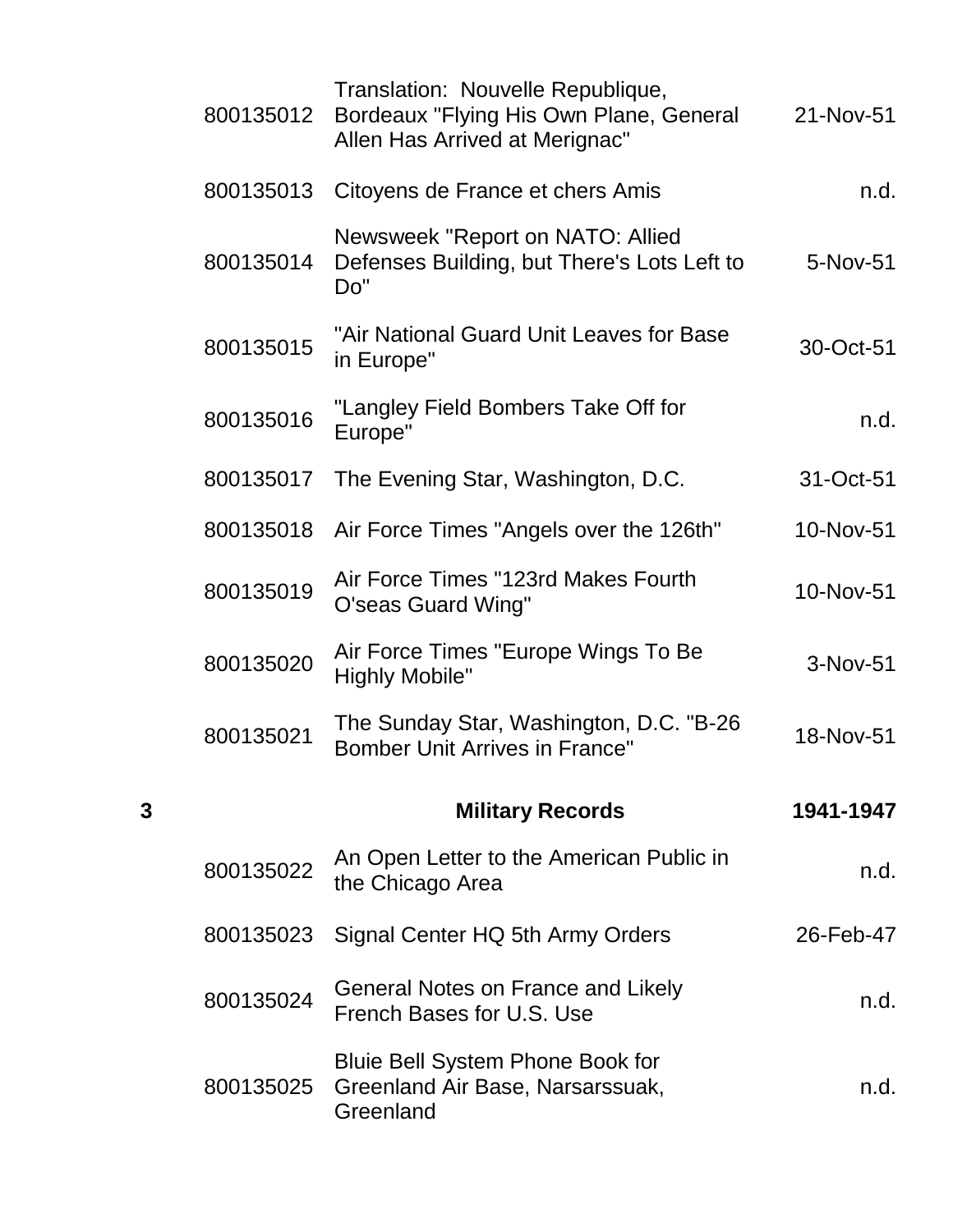| | | | |
|---|---|---|---|
| | 800135012 | Translation: Nouvelle Republique, Bordeaux "Flying His Own Plane, General Allen Has Arrived at Merignac" | 21-Nov-51 |
| | 800135013 | Citoyens de France et chers Amis | n.d. |
| | 800135014 | Newsweek "Report on NATO: Allied Defenses Building, but There's Lots Left to Do" | 5-Nov-51 |
| | 800135015 | "Air National Guard Unit Leaves for Base in Europe" | 30-Oct-51 |
| | 800135016 | "Langley Field Bombers Take Off for Europe" | n.d. |
| | 800135017 | The Evening Star, Washington, D.C. | 31-Oct-51 |
| | 800135018 | Air Force Times "Angels over the 126th" | 10-Nov-51 |
| | 800135019 | Air Force Times "123rd Makes Fourth O'seas Guard Wing" | 10-Nov-51 |
| | 800135020 | Air Force Times "Europe Wings To Be Highly Mobile" | 3-Nov-51 |
| | 800135021 | The Sunday Star, Washington, D.C. "B-26 Bomber Unit Arrives in France" | 18-Nov-51 |
| **3** | | **Military Records** | **1941-1947** |
| | 800135022 | An Open Letter to the American Public in the Chicago Area | n.d. |
| | 800135023 | Signal Center HQ 5th Army Orders | 26-Feb-47 |
| | 800135024 | General Notes on France and Likely French Bases for U.S. Use | n.d. |
| | 800135025 | Bluie Bell System Phone Book for Greenland Air Base, Narsarssuak, Greenland | n.d. |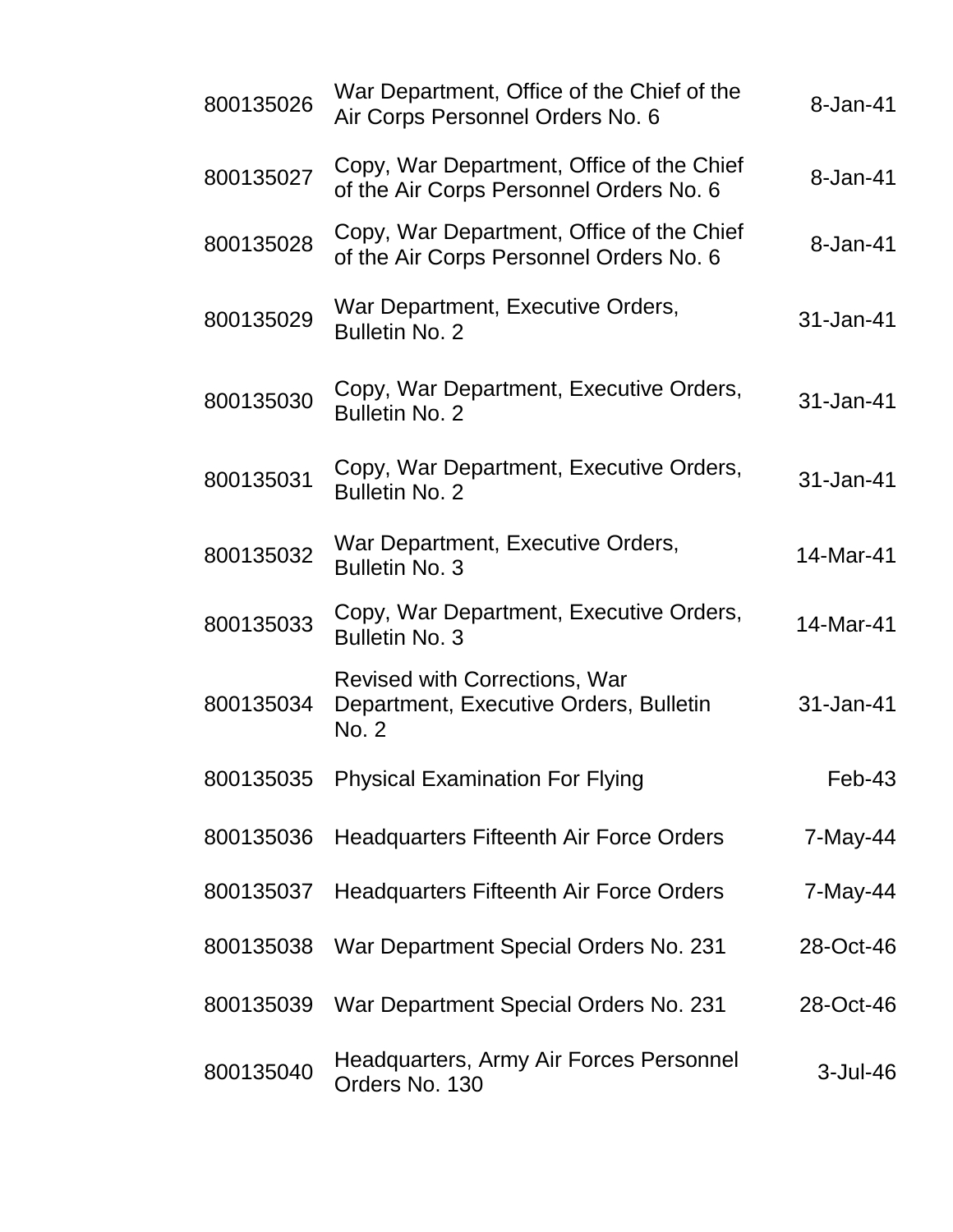| | | |
|---|---|---|
| 800135026 | War Department, Office of the Chief of the Air Corps Personnel Orders No. 6 | 8-Jan-41 |
| 800135027 | Copy, War Department, Office of the Chief of the Air Corps Personnel Orders No. 6 | 8-Jan-41 |
| 800135028 | Copy, War Department, Office of the Chief of the Air Corps Personnel Orders No. 6 | 8-Jan-41 |
| 800135029 | War Department, Executive Orders, Bulletin No. 2 | 31-Jan-41 |
| 800135030 | Copy, War Department, Executive Orders, Bulletin No. 2 | 31-Jan-41 |
| 800135031 | Copy, War Department, Executive Orders, Bulletin No. 2 | 31-Jan-41 |
| 800135032 | War Department, Executive Orders, Bulletin No. 3 | 14-Mar-41 |
| 800135033 | Copy, War Department, Executive Orders, Bulletin No. 3 | 14-Mar-41 |
| 800135034 | Revised with Corrections, War Department, Executive Orders, Bulletin No. 2 | 31-Jan-41 |
| 800135035 | Physical Examination For Flying | Feb-43 |
| 800135036 | Headquarters Fifteenth Air Force Orders | 7-May-44 |
| 800135037 | Headquarters Fifteenth Air Force Orders | 7-May-44 |
| 800135038 | War Department Special Orders No. 231 | 28-Oct-46 |
| 800135039 | War Department Special Orders No. 231 | 28-Oct-46 |
| 800135040 | Headquarters, Army Air Forces Personnel Orders No. 130 | 3-Jul-46 |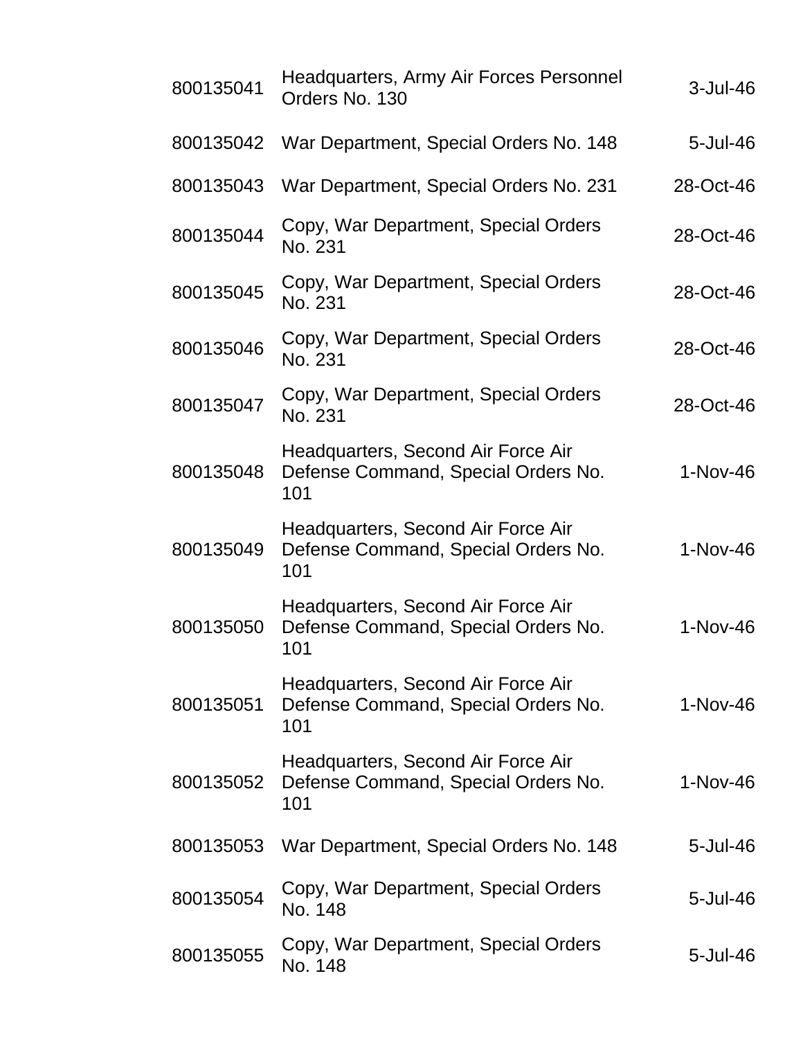| | | |
|---|---|---|
| 800135041 | Headquarters, Army Air Forces Personnel Orders No. 130 | 3-Jul-46 |
| 800135042 | War Department, Special Orders No. 148 | 5-Jul-46 |
| 800135043 | War Department, Special Orders No. 231 | 28-Oct-46 |
| 800135044 | Copy, War Department, Special Orders No. 231 | 28-Oct-46 |
| 800135045 | Copy, War Department, Special Orders No. 231 | 28-Oct-46 |
| 800135046 | Copy, War Department, Special Orders No. 231 | 28-Oct-46 |
| 800135047 | Copy, War Department, Special Orders No. 231 | 28-Oct-46 |
| 800135048 | Headquarters, Second Air Force Air Defense Command, Special Orders No. 101 | 1-Nov-46 |
| 800135049 | Headquarters, Second Air Force Air Defense Command, Special Orders No. 101 | 1-Nov-46 |
| 800135050 | Headquarters, Second Air Force Air Defense Command, Special Orders No. 101 | 1-Nov-46 |
| 800135051 | Headquarters, Second Air Force Air Defense Command, Special Orders No. 101 | 1-Nov-46 |
| 800135052 | Headquarters, Second Air Force Air Defense Command, Special Orders No. 101 | 1-Nov-46 |
| 800135053 | War Department, Special Orders No. 148 | 5-Jul-46 |
| 800135054 | Copy, War Department, Special Orders No. 148 | 5-Jul-46 |
| 800135055 | Copy, War Department, Special Orders No. 148 | 5-Jul-46 |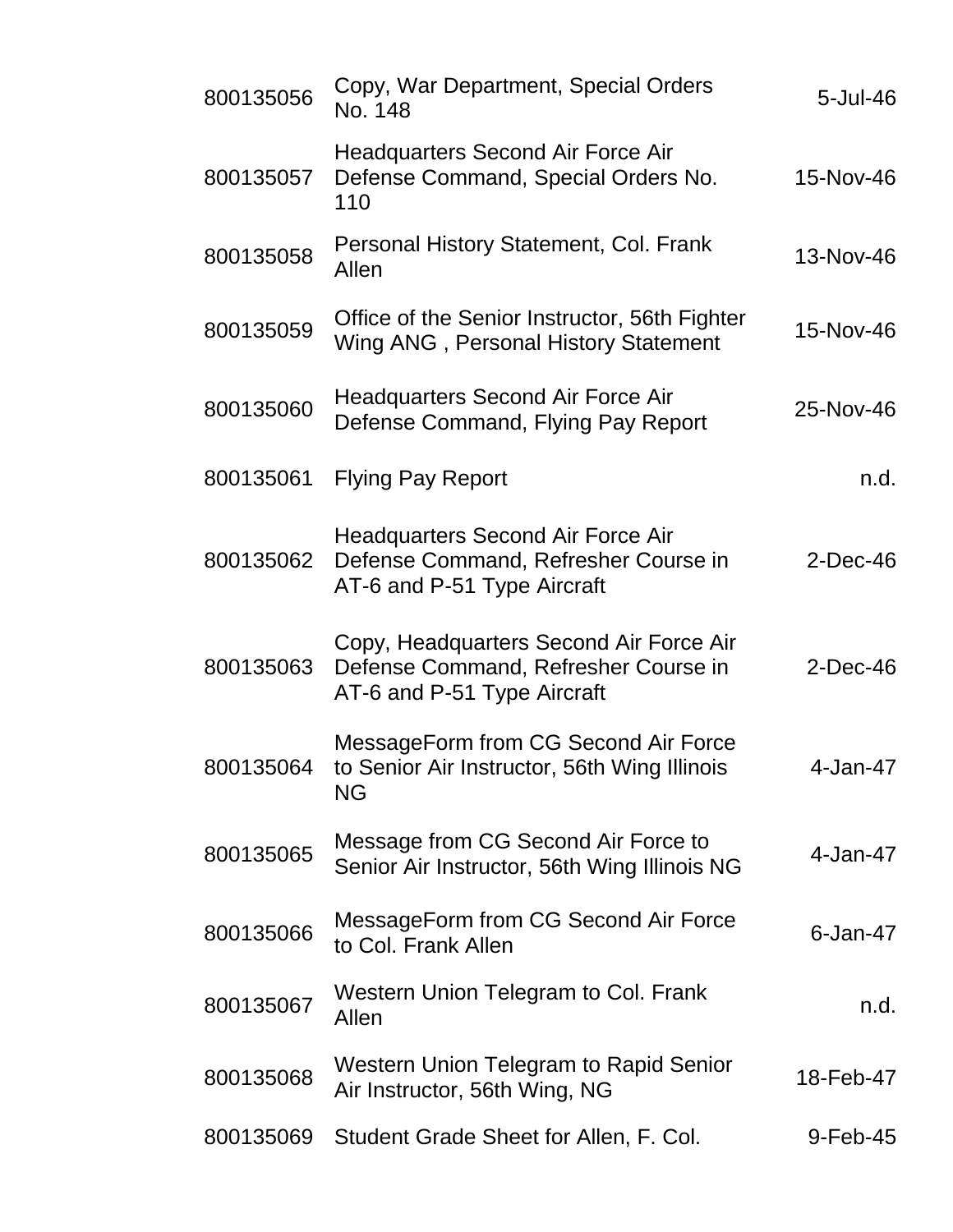| | | |
|---|---|---|
| 800135056 | Copy, War Department, Special Orders No. 148 | 5-Jul-46 |
| 800135057 | Headquarters Second Air Force Air Defense Command, Special Orders No. 110 | 15-Nov-46 |
| 800135058 | Personal History Statement, Col. Frank Allen | 13-Nov-46 |
| 800135059 | Office of the Senior Instructor, 56th Fighter Wing ANG , Personal History Statement | 15-Nov-46 |
| 800135060 | Headquarters Second Air Force Air Defense Command, Flying Pay Report | 25-Nov-46 |
| 800135061 | Flying Pay Report | n.d. |
| 800135062 | Headquarters Second Air Force Air Defense Command, Refresher Course in AT-6 and P-51 Type Aircraft | 2-Dec-46 |
| 800135063 | Copy, Headquarters Second Air Force Air Defense Command, Refresher Course in AT-6 and P-51 Type Aircraft | 2-Dec-46 |
| 800135064 | MessageForm from CG Second Air Force to Senior Air Instructor, 56th Wing Illinois NG | 4-Jan-47 |
| 800135065 | Message from CG Second Air Force to Senior Air Instructor, 56th Wing Illinois NG | 4-Jan-47 |
| 800135066 | MessageForm from CG Second Air Force to Col. Frank Allen | 6-Jan-47 |
| 800135067 | Western Union Telegram to Col. Frank Allen | n.d. |
| 800135068 | Western Union Telegram to Rapid Senior Air Instructor, 56th Wing, NG | 18-Feb-47 |
| 800135069 | Student Grade Sheet for Allen, F. Col. | 9-Feb-45 |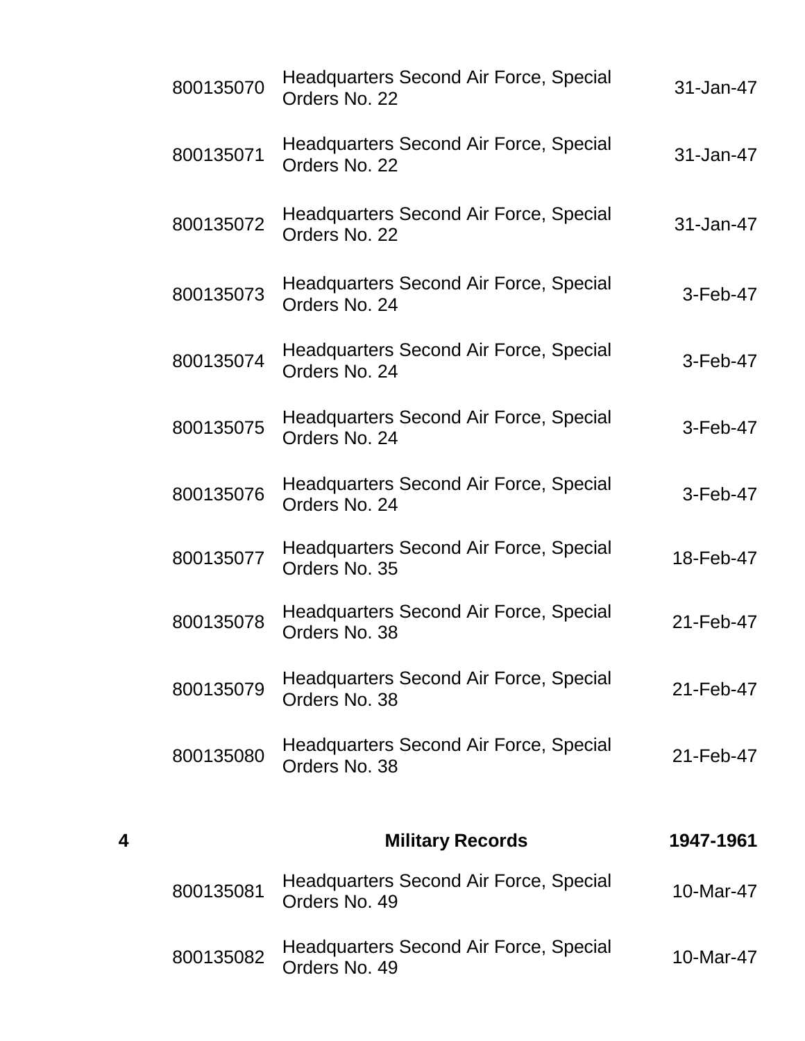| | | | |
|---|---|---|---|
| | 800135070 | Headquarters Second Air Force, Special Orders No. 22 | 31-Jan-47 |
| | 800135071 | Headquarters Second Air Force, Special Orders No. 22 | 31-Jan-47 |
| | 800135072 | Headquarters Second Air Force, Special Orders No. 22 | 31-Jan-47 |
| | 800135073 | Headquarters Second Air Force, Special Orders No. 24 | 3-Feb-47 |
| | 800135074 | Headquarters Second Air Force, Special Orders No. 24 | 3-Feb-47 |
| | 800135075 | Headquarters Second Air Force, Special Orders No. 24 | 3-Feb-47 |
| | 800135076 | Headquarters Second Air Force, Special Orders No. 24 | 3-Feb-47 |
| | 800135077 | Headquarters Second Air Force, Special Orders No. 35 | 18-Feb-47 |
| | 800135078 | Headquarters Second Air Force, Special Orders No. 38 | 21-Feb-47 |
| | 800135079 | Headquarters Second Air Force, Special Orders No. 38 | 21-Feb-47 |
| | 800135080 | Headquarters Second Air Force, Special Orders No. 38 | 21-Feb-47 |
| **4** | | **Military Records** | **1947-1961** |
| | 800135081 | Headquarters Second Air Force, Special Orders No. 49 | 10-Mar-47 |
| | 800135082 | Headquarters Second Air Force, Special Orders No. 49 | 10-Mar-47 |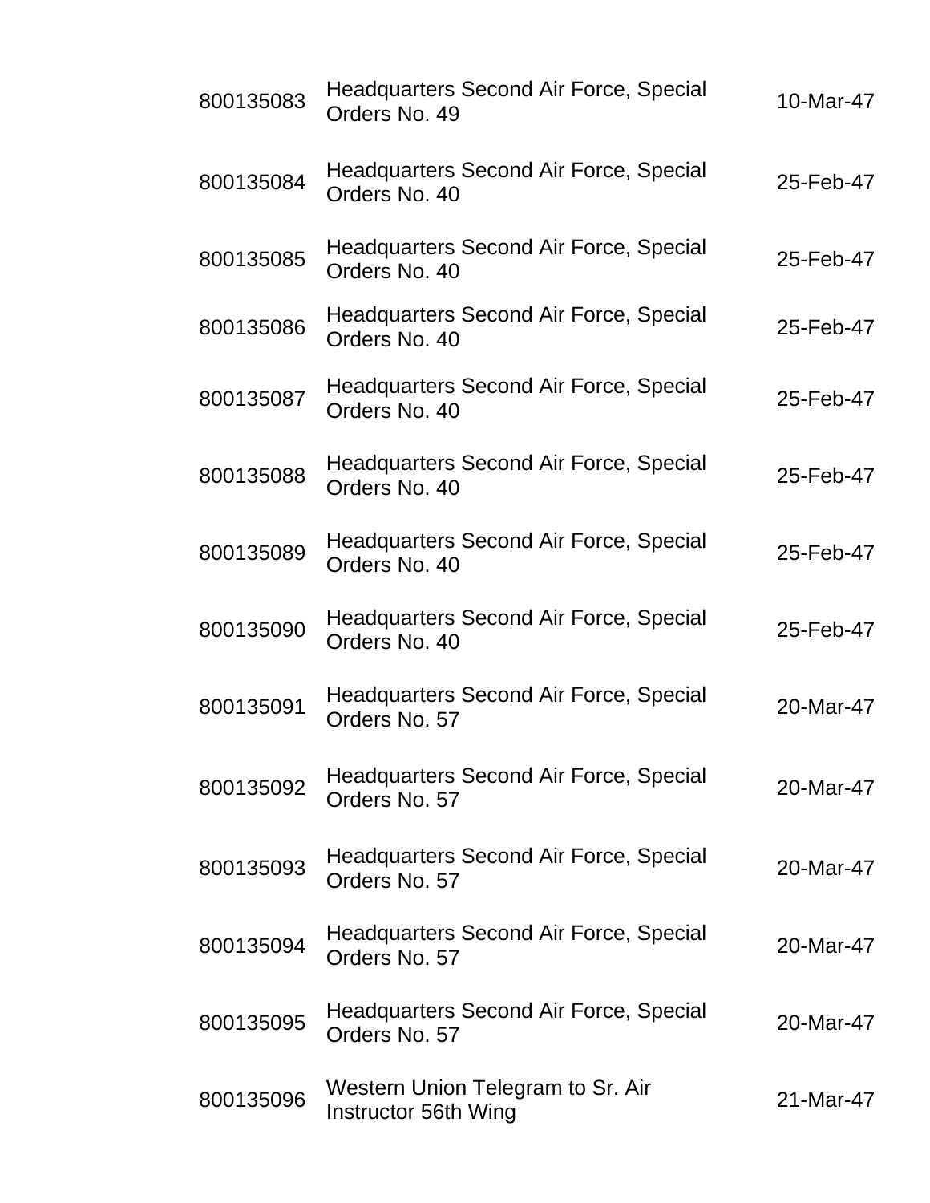| | | |
|---|---|---|
| 800135083 | Headquarters Second Air Force, Special Orders No. 49 | 10-Mar-47 |
| 800135084 | Headquarters Second Air Force, Special Orders No. 40 | 25-Feb-47 |
| 800135085 | Headquarters Second Air Force, Special Orders No. 40 | 25-Feb-47 |
| 800135086 | Headquarters Second Air Force, Special Orders No. 40 | 25-Feb-47 |
| 800135087 | Headquarters Second Air Force, Special Orders No. 40 | 25-Feb-47 |
| 800135088 | Headquarters Second Air Force, Special Orders No. 40 | 25-Feb-47 |
| 800135089 | Headquarters Second Air Force, Special Orders No. 40 | 25-Feb-47 |
| 800135090 | Headquarters Second Air Force, Special Orders No. 40 | 25-Feb-47 |
| 800135091 | Headquarters Second Air Force, Special Orders No. 57 | 20-Mar-47 |
| 800135092 | Headquarters Second Air Force, Special Orders No. 57 | 20-Mar-47 |
| 800135093 | Headquarters Second Air Force, Special Orders No. 57 | 20-Mar-47 |
| 800135094 | Headquarters Second Air Force, Special Orders No. 57 | 20-Mar-47 |
| 800135095 | Headquarters Second Air Force, Special Orders No. 57 | 20-Mar-47 |
| 800135096 | Western Union Telegram to Sr. Air Instructor 56th Wing | 21-Mar-47 |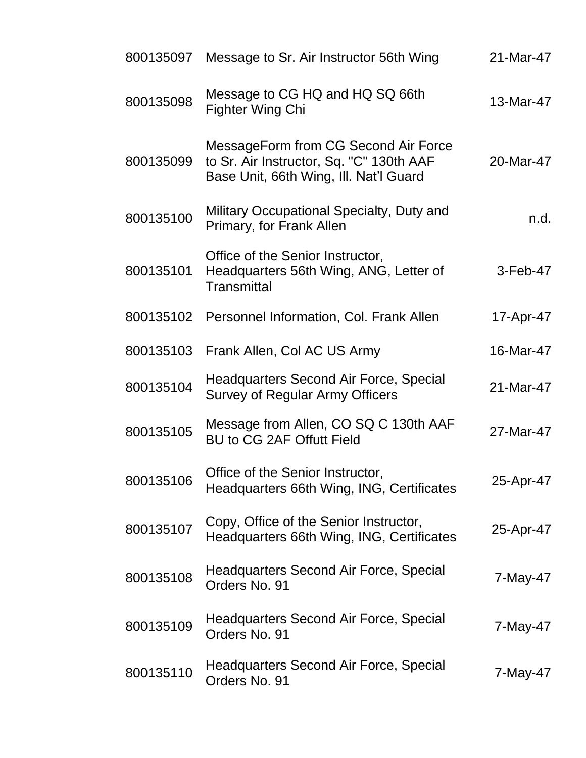| | | |
|---|---|---|
| 800135097 | Message to Sr. Air Instructor 56th Wing | 21-Mar-47 |
| 800135098 | Message to CG HQ and HQ SQ 66th Fighter Wing Chi | 13-Mar-47 |
| 800135099 | MessageForm from CG Second Air Force to Sr. Air Instructor, Sq. "C" 130th AAF Base Unit, 66th Wing, Ill. Nat'l Guard | 20-Mar-47 |
| 800135100 | Military Occupational Specialty, Duty and Primary, for Frank Allen | n.d. |
| 800135101 | Office of the Senior Instructor, Headquarters 56th Wing, ANG, Letter of Transmittal | 3-Feb-47 |
| 800135102 | Personnel Information, Col. Frank Allen | 17-Apr-47 |
| 800135103 | Frank Allen, Col AC US Army | 16-Mar-47 |
| 800135104 | Headquarters Second Air Force, Special Survey of Regular Army Officers | 21-Mar-47 |
| 800135105 | Message from Allen, CO SQ C 130th AAF BU to CG 2AF Offutt Field | 27-Mar-47 |
| 800135106 | Office of the Senior Instructor, Headquarters 66th Wing, ING, Certificates | 25-Apr-47 |
| 800135107 | Copy, Office of the Senior Instructor, Headquarters 66th Wing, ING, Certificates | 25-Apr-47 |
| 800135108 | Headquarters Second Air Force, Special Orders No. 91 | 7-May-47 |
| 800135109 | Headquarters Second Air Force, Special Orders No. 91 | 7-May-47 |
| 800135110 | Headquarters Second Air Force, Special Orders No. 91 | 7-May-47 |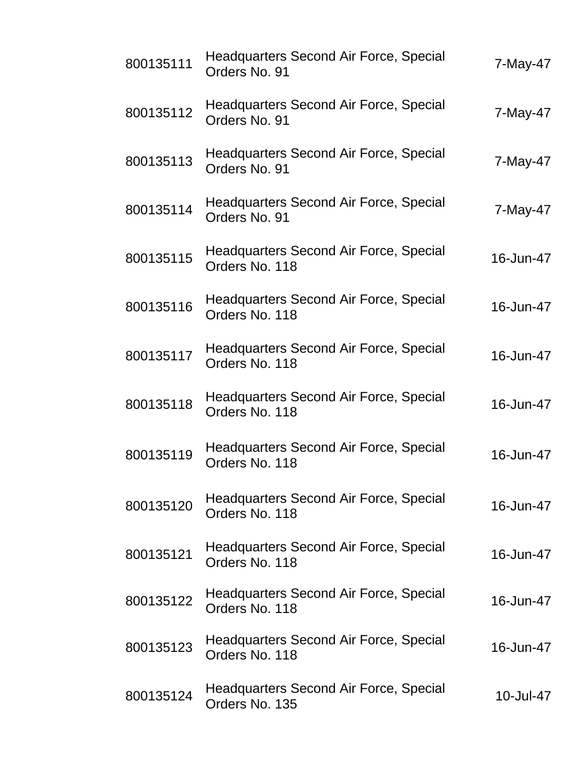| | | |
|---|---|---|
| 800135111 | Headquarters Second Air Force, Special Orders No. 91 | 7-May-47 |
| 800135112 | Headquarters Second Air Force, Special Orders No. 91 | 7-May-47 |
| 800135113 | Headquarters Second Air Force, Special Orders No. 91 | 7-May-47 |
| 800135114 | Headquarters Second Air Force, Special Orders No. 91 | 7-May-47 |
| 800135115 | Headquarters Second Air Force, Special Orders No. 118 | 16-Jun-47 |
| 800135116 | Headquarters Second Air Force, Special Orders No. 118 | 16-Jun-47 |
| 800135117 | Headquarters Second Air Force, Special Orders No. 118 | 16-Jun-47 |
| 800135118 | Headquarters Second Air Force, Special Orders No. 118 | 16-Jun-47 |
| 800135119 | Headquarters Second Air Force, Special Orders No. 118 | 16-Jun-47 |
| 800135120 | Headquarters Second Air Force, Special Orders No. 118 | 16-Jun-47 |
| 800135121 | Headquarters Second Air Force, Special Orders No. 118 | 16-Jun-47 |
| 800135122 | Headquarters Second Air Force, Special Orders No. 118 | 16-Jun-47 |
| 800135123 | Headquarters Second Air Force, Special Orders No. 118 | 16-Jun-47 |
| 800135124 | Headquarters Second Air Force, Special Orders No. 135 | 10-Jul-47 |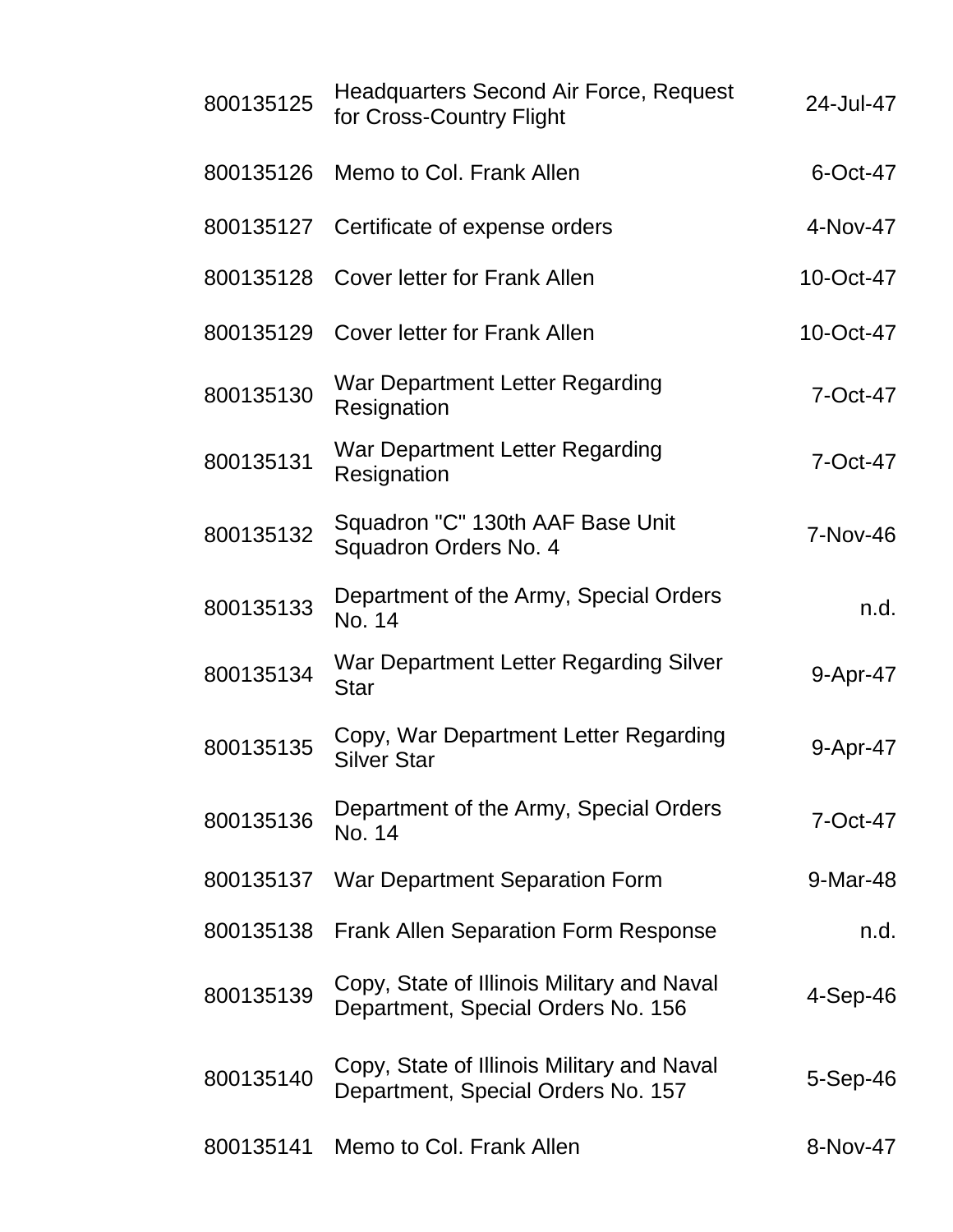| | | |
|---|---|---|
| 800135125 | Headquarters Second Air Force, Request for Cross-Country Flight | 24-Jul-47 |
| 800135126 | Memo to Col. Frank Allen | 6-Oct-47 |
| 800135127 | Certificate of expense orders | 4-Nov-47 |
| 800135128 | Cover letter for Frank Allen | 10-Oct-47 |
| 800135129 | Cover letter for Frank Allen | 10-Oct-47 |
| 800135130 | War Department Letter Regarding Resignation | 7-Oct-47 |
| 800135131 | War Department Letter Regarding Resignation | 7-Oct-47 |
| 800135132 | Squadron "C" 130th AAF Base Unit Squadron Orders No. 4 | 7-Nov-46 |
| 800135133 | Department of the Army, Special Orders No. 14 | n.d. |
| 800135134 | War Department Letter Regarding Silver Star | 9-Apr-47 |
| 800135135 | Copy, War Department Letter Regarding Silver Star | 9-Apr-47 |
| 800135136 | Department of the Army, Special Orders No. 14 | 7-Oct-47 |
| 800135137 | War Department Separation Form | 9-Mar-48 |
| 800135138 | Frank Allen Separation Form Response | n.d. |
| 800135139 | Copy, State of Illinois Military and Naval Department, Special Orders No. 156 | 4-Sep-46 |
| 800135140 | Copy, State of Illinois Military and Naval Department, Special Orders No. 157 | 5-Sep-46 |
| 800135141 | Memo to Col. Frank Allen | 8-Nov-47 |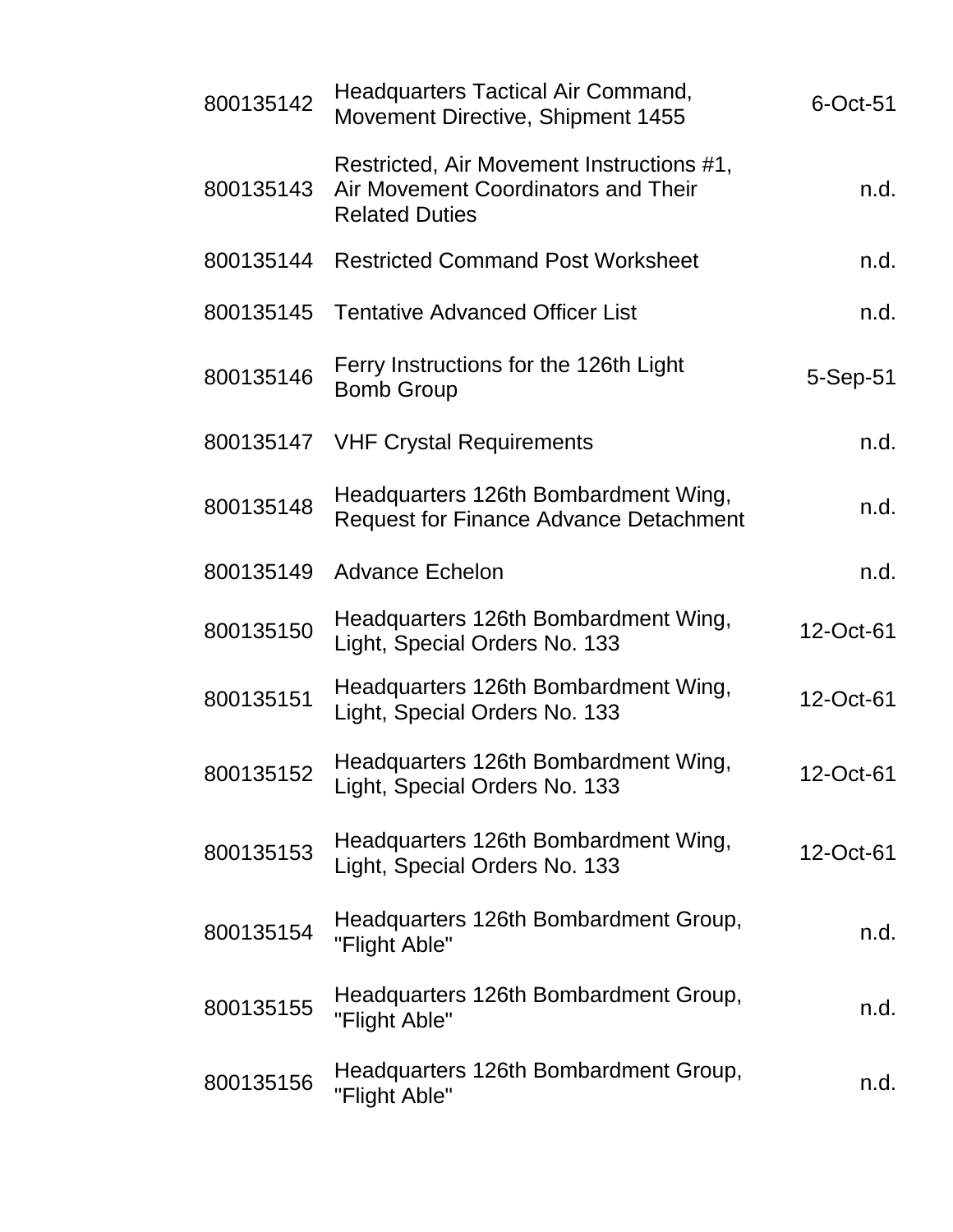| | | |
|---|---|---|
| 800135142 | Headquarters Tactical Air Command, Movement Directive, Shipment 1455 | 6-Oct-51 |
| 800135143 | Restricted, Air Movement Instructions #1, Air Movement Coordinators and Their Related Duties | n.d. |
| 800135144 | Restricted Command Post Worksheet | n.d. |
| 800135145 | Tentative Advanced Officer List | n.d. |
| 800135146 | Ferry Instructions for the 126th Light Bomb Group | 5-Sep-51 |
| 800135147 | VHF Crystal Requirements | n.d. |
| 800135148 | Headquarters 126th Bombardment Wing, Request for Finance Advance Detachment | n.d. |
| 800135149 | Advance Echelon | n.d. |
| 800135150 | Headquarters 126th Bombardment Wing, Light, Special Orders No. 133 | 12-Oct-61 |
| 800135151 | Headquarters 126th Bombardment Wing, Light, Special Orders No. 133 | 12-Oct-61 |
| 800135152 | Headquarters 126th Bombardment Wing, Light, Special Orders No. 133 | 12-Oct-61 |
| 800135153 | Headquarters 126th Bombardment Wing, Light, Special Orders No. 133 | 12-Oct-61 |
| 800135154 | Headquarters 126th Bombardment Group, "Flight Able" | n.d. |
| 800135155 | Headquarters 126th Bombardment Group, "Flight Able" | n.d. |
| 800135156 | Headquarters 126th Bombardment Group, "Flight Able" | n.d. |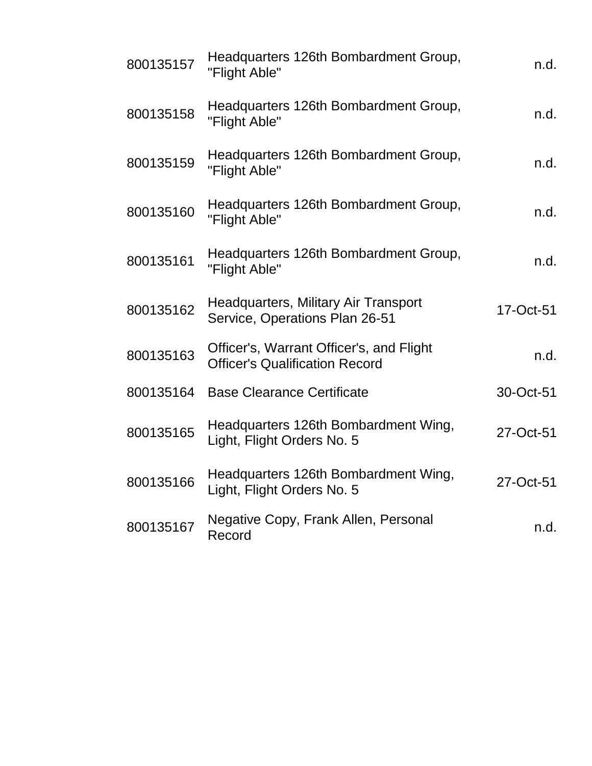| | | |
|---|---|---|
| 800135157 | Headquarters 126th Bombardment Group, "Flight Able" | n.d. |
| 800135158 | Headquarters 126th Bombardment Group, "Flight Able" | n.d. |
| 800135159 | Headquarters 126th Bombardment Group, "Flight Able" | n.d. |
| 800135160 | Headquarters 126th Bombardment Group, "Flight Able" | n.d. |
| 800135161 | Headquarters 126th Bombardment Group, "Flight Able" | n.d. |
| 800135162 | Headquarters, Military Air Transport Service, Operations Plan 26-51 | 17-Oct-51 |
| 800135163 | Officer's, Warrant Officer's, and Flight Officer's Qualification Record | n.d. |
| 800135164 | Base Clearance Certificate | 30-Oct-51 |
| 800135165 | Headquarters 126th Bombardment Wing, Light, Flight Orders No. 5 | 27-Oct-51 |
| 800135166 | Headquarters 126th Bombardment Wing, Light, Flight Orders No. 5 | 27-Oct-51 |
| 800135167 | Negative Copy, Frank Allen, Personal Record | n.d. |